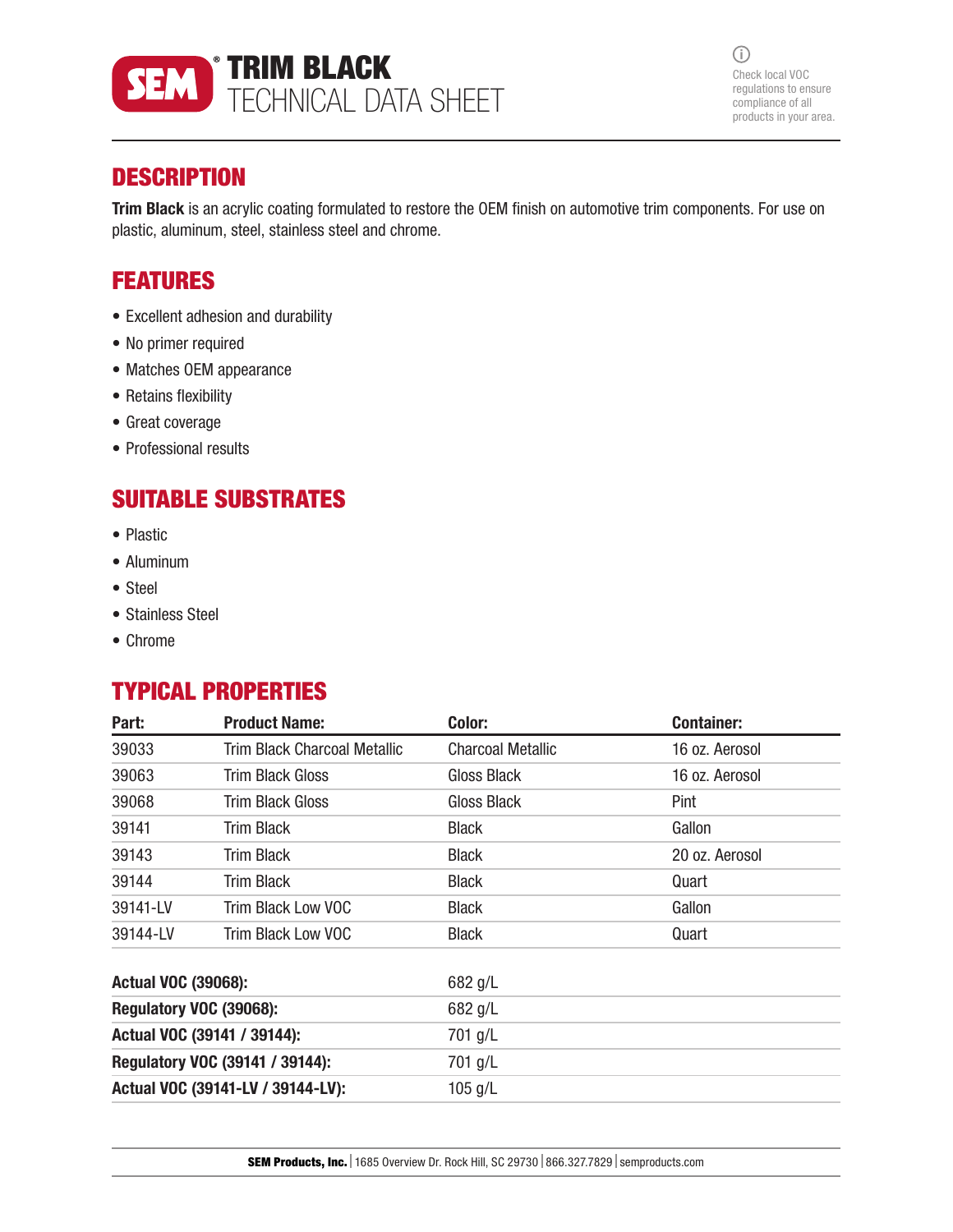# SEM® TRIM BLACK TECHNICAL DATA SHEET

Check local VOC regulations to ensure compliance of all products in your area.

## DESCRIPTION

**Trim Black** is an acrylic coating formulated to restore the OEM finish on automotive trim components. For use on plastic, aluminum, steel, stainless steel and chrome.

## FEATURES

- Excellent adhesion and durability
- No primer required
- Matches OEM appearance
- Retains flexibility
- Great coverage
- Professional results

## SUITABLE SUBSTRATES

- Plastic
- Aluminum
- Steel
- Stainless Steel
- Chrome

## TYPICAL PROPERTIES

| Part: | Product Name: | Color: | Container: |
|---|---|---|---|
| 39033 | Trim Black Charcoal Metallic | Charcoal Metallic | 16 oz. Aerosol |
| 39063 | Trim Black Gloss | Gloss Black | 16 oz. Aerosol |
| 39068 | Trim Black Gloss | Gloss Black | Pint |
| 39141 | Trim Black | Black | Gallon |
| 39143 | Trim Black | Black | 20 oz. Aerosol |
| 39144 | Trim Black | Black | Quart |
| 39141-LV | Trim Black Low VOC | Black | Gallon |
| 39144-LV | Trim Black Low VOC | Black | Quart |

| | |
|---|---|
| **Actual VOC (39068):** | 682 g/L |
| **Regulatory VOC (39068):** | 682 g/L |
| **Actual VOC (39141 / 39144):** | 701 g/L |
| **Regulatory VOC (39141 / 39144):** | 701 g/L |
| **Actual VOC (39141-LV / 39144-LV):** | 105 g/L |

**SEM Products, Inc.** | 1685 Overview Dr. Rock Hill, SC 29730 | 866.327.7829 | semproducts.com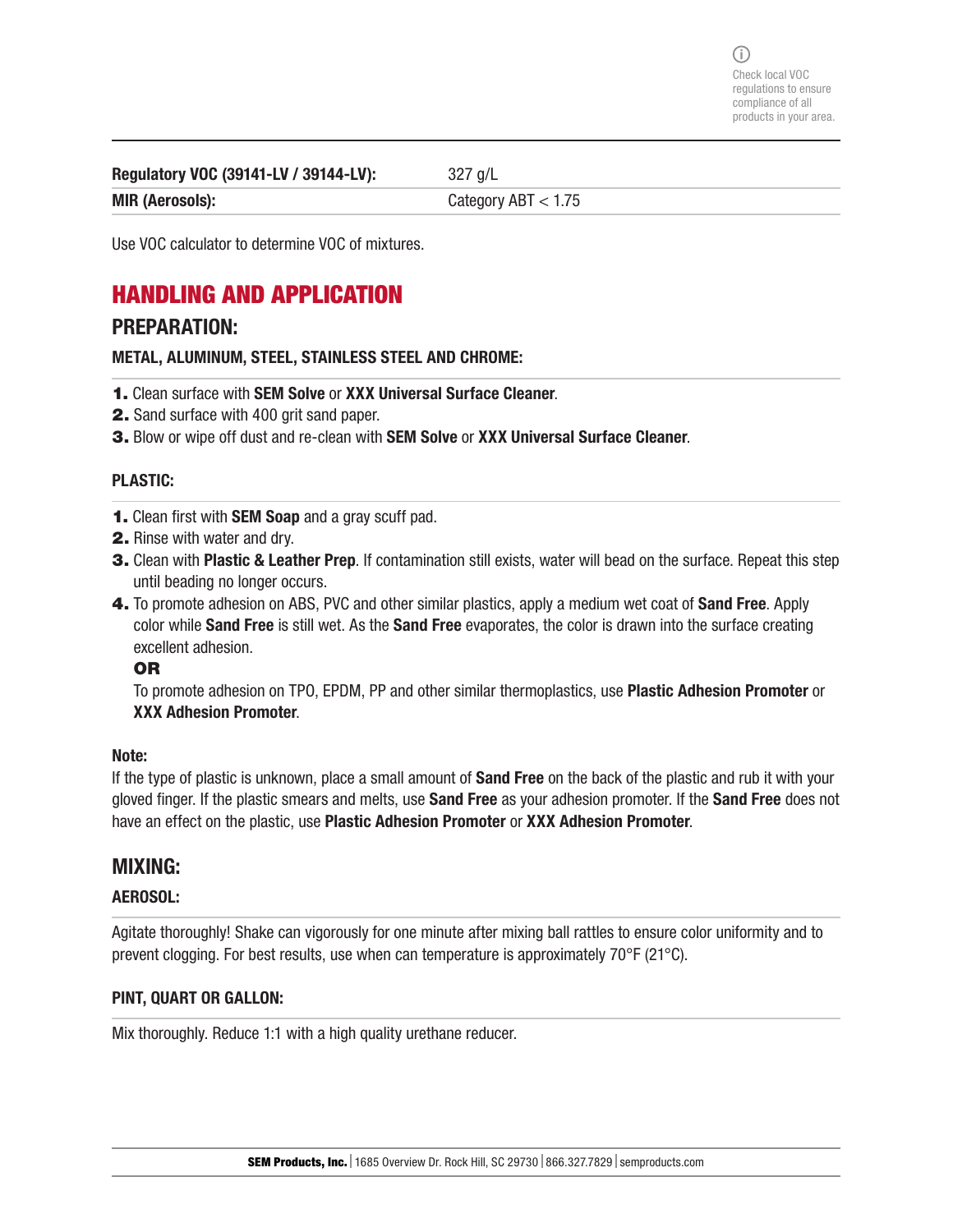Check local VOC regulations to ensure compliance of all products in your area.

| | |
|---|---|
| **Regulatory VOC (39141-LV / 39144-LV):** | 327 g/L |
| **MIR (Aerosols):** | Category ABT < 1.75 |

Use VOC calculator to determine VOC of mixtures.

# HANDLING AND APPLICATION

## PREPARATION:

### METAL, ALUMINUM, STEEL, STAINLESS STEEL AND CHROME:

1. Clean surface with **SEM Solve** or **XXX Universal Surface Cleaner**.
2. Sand surface with 400 grit sand paper.
3. Blow or wipe off dust and re-clean with **SEM Solve** or **XXX Universal Surface Cleaner**.

### PLASTIC:

1. Clean first with **SEM Soap** and a gray scuff pad.
2. Rinse with water and dry.
3. Clean with **Plastic & Leather Prep**. If contamination still exists, water will bead on the surface. Repeat this step until beading no longer occurs.
4. To promote adhesion on ABS, PVC and other similar plastics, apply a medium wet coat of **Sand Free**. Apply color while **Sand Free** is still wet. As the **Sand Free** evaporates, the color is drawn into the surface creating excellent adhesion.

   **OR**

   To promote adhesion on TPO, EPDM, PP and other similar thermoplastics, use **Plastic Adhesion Promoter** or **XXX Adhesion Promoter**.

**Note:**

If the type of plastic is unknown, place a small amount of **Sand Free** on the back of the plastic and rub it with your gloved finger. If the plastic smears and melts, use **Sand Free** as your adhesion promoter. If the **Sand Free** does not have an effect on the plastic, use **Plastic Adhesion Promoter** or **XXX Adhesion Promoter**.

## MIXING:

### AEROSOL:

Agitate thoroughly! Shake can vigorously for one minute after mixing ball rattles to ensure color uniformity and to prevent clogging. For best results, use when can temperature is approximately 70°F (21°C).

### PINT, QUART OR GALLON:

Mix thoroughly. Reduce 1:1 with a high quality urethane reducer.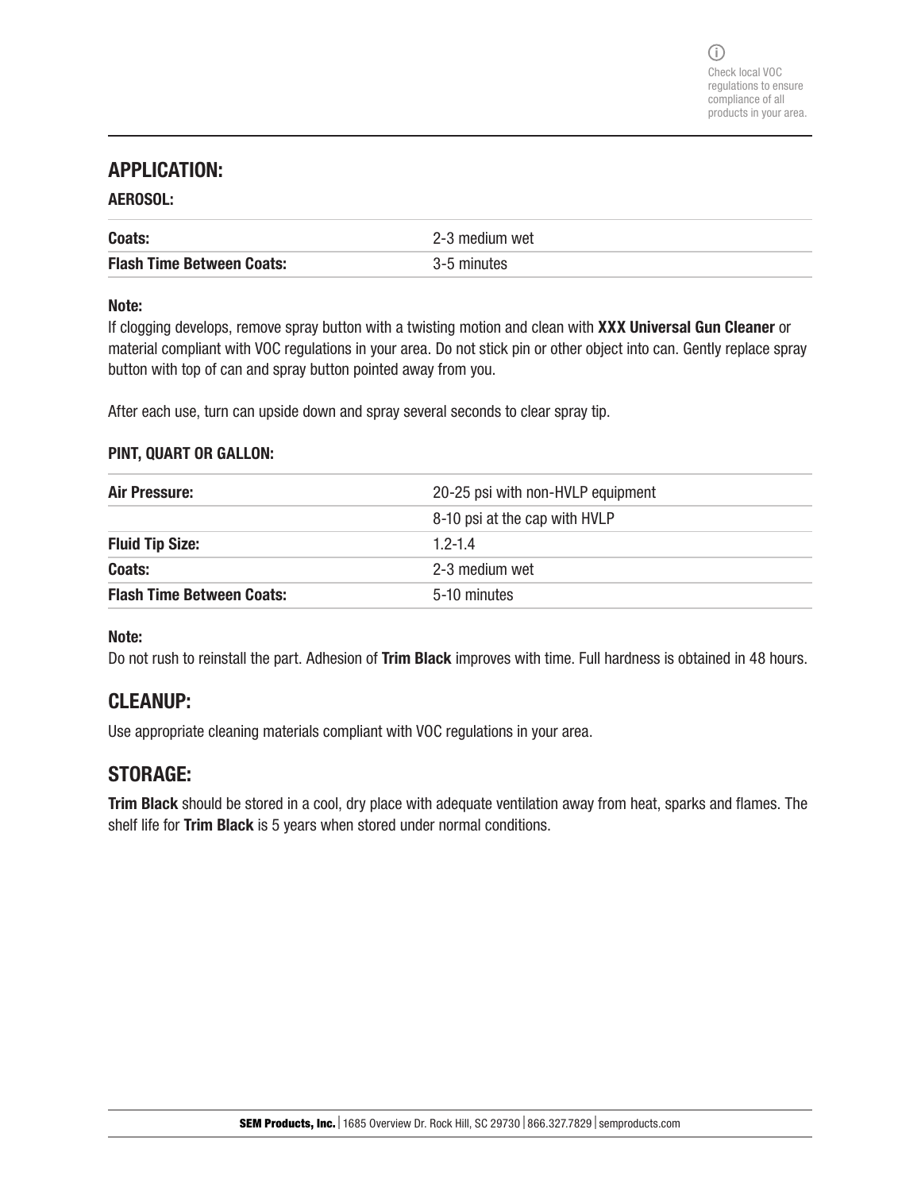Check local VOC regulations to ensure compliance of all products in your area.

## APPLICATION:

### AEROSOL:

| | |
|---|---|
| **Coats:** | 2-3 medium wet |
| **Flash Time Between Coats:** | 3-5 minutes |

**Note:**
If clogging develops, remove spray button with a twisting motion and clean with **XXX Universal Gun Cleaner** or material compliant with VOC regulations in your area. Do not stick pin or other object into can. Gently replace spray button with top of can and spray button pointed away from you.

After each use, turn can upside down and spray several seconds to clear spray tip.

### PINT, QUART OR GALLON:

| | |
|---|---|
| **Air Pressure:** | 20-25 psi with non-HVLP equipment |
| | 8-10 psi at the cap with HVLP |
| **Fluid Tip Size:** | 1.2-1.4 |
| **Coats:** | 2-3 medium wet |
| **Flash Time Between Coats:** | 5-10 minutes |

**Note:**
Do not rush to reinstall the part. Adhesion of **Trim Black** improves with time. Full hardness is obtained in 48 hours.

## CLEANUP:

Use appropriate cleaning materials compliant with VOC regulations in your area.

## STORAGE:

**Trim Black** should be stored in a cool, dry place with adequate ventilation away from heat, sparks and flames. The shelf life for **Trim Black** is 5 years when stored under normal conditions.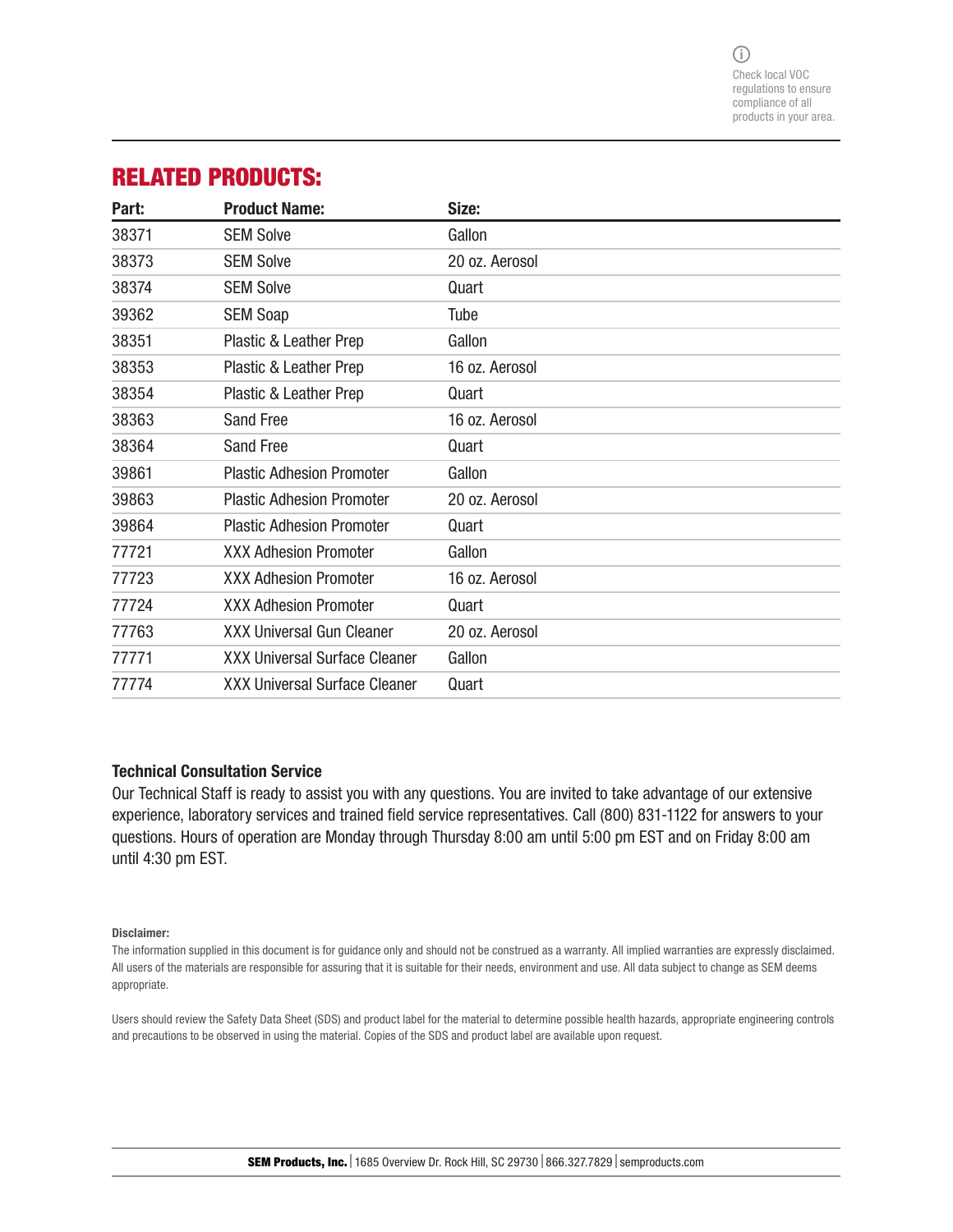Check local VOC regulations to ensure compliance of all products in your area.

## RELATED PRODUCTS:

| Part: | Product Name: | Size: |
|---|---|---|
| 38371 | SEM Solve | Gallon |
| 38373 | SEM Solve | 20 oz. Aerosol |
| 38374 | SEM Solve | Quart |
| 39362 | SEM Soap | Tube |
| 38351 | Plastic & Leather Prep | Gallon |
| 38353 | Plastic & Leather Prep | 16 oz. Aerosol |
| 38354 | Plastic & Leather Prep | Quart |
| 38363 | Sand Free | 16 oz. Aerosol |
| 38364 | Sand Free | Quart |
| 39861 | Plastic Adhesion Promoter | Gallon |
| 39863 | Plastic Adhesion Promoter | 20 oz. Aerosol |
| 39864 | Plastic Adhesion Promoter | Quart |
| 77721 | XXX Adhesion Promoter | Gallon |
| 77723 | XXX Adhesion Promoter | 16 oz. Aerosol |
| 77724 | XXX Adhesion Promoter | Quart |
| 77763 | XXX Universal Gun Cleaner | 20 oz. Aerosol |
| 77771 | XXX Universal Surface Cleaner | Gallon |
| 77774 | XXX Universal Surface Cleaner | Quart |

**Technical Consultation Service**

Our Technical Staff is ready to assist you with any questions. You are invited to take advantage of our extensive experience, laboratory services and trained field service representatives. Call (800) 831-1122 for answers to your questions. Hours of operation are Monday through Thursday 8:00 am until 5:00 pm EST and on Friday 8:00 am until 4:30 pm EST.

**Disclaimer:**

The information supplied in this document is for guidance only and should not be construed as a warranty. All implied warranties are expressly disclaimed. All users of the materials are responsible for assuring that it is suitable for their needs, environment and use. All data subject to change as SEM deems appropriate.

Users should review the Safety Data Sheet (SDS) and product label for the material to determine possible health hazards, appropriate engineering controls and precautions to be observed in using the material. Copies of the SDS and product label are available upon request.

**SEM Products, Inc.** | 1685 Overview Dr. Rock Hill, SC 29730 | 866.327.7829 | semproducts.com